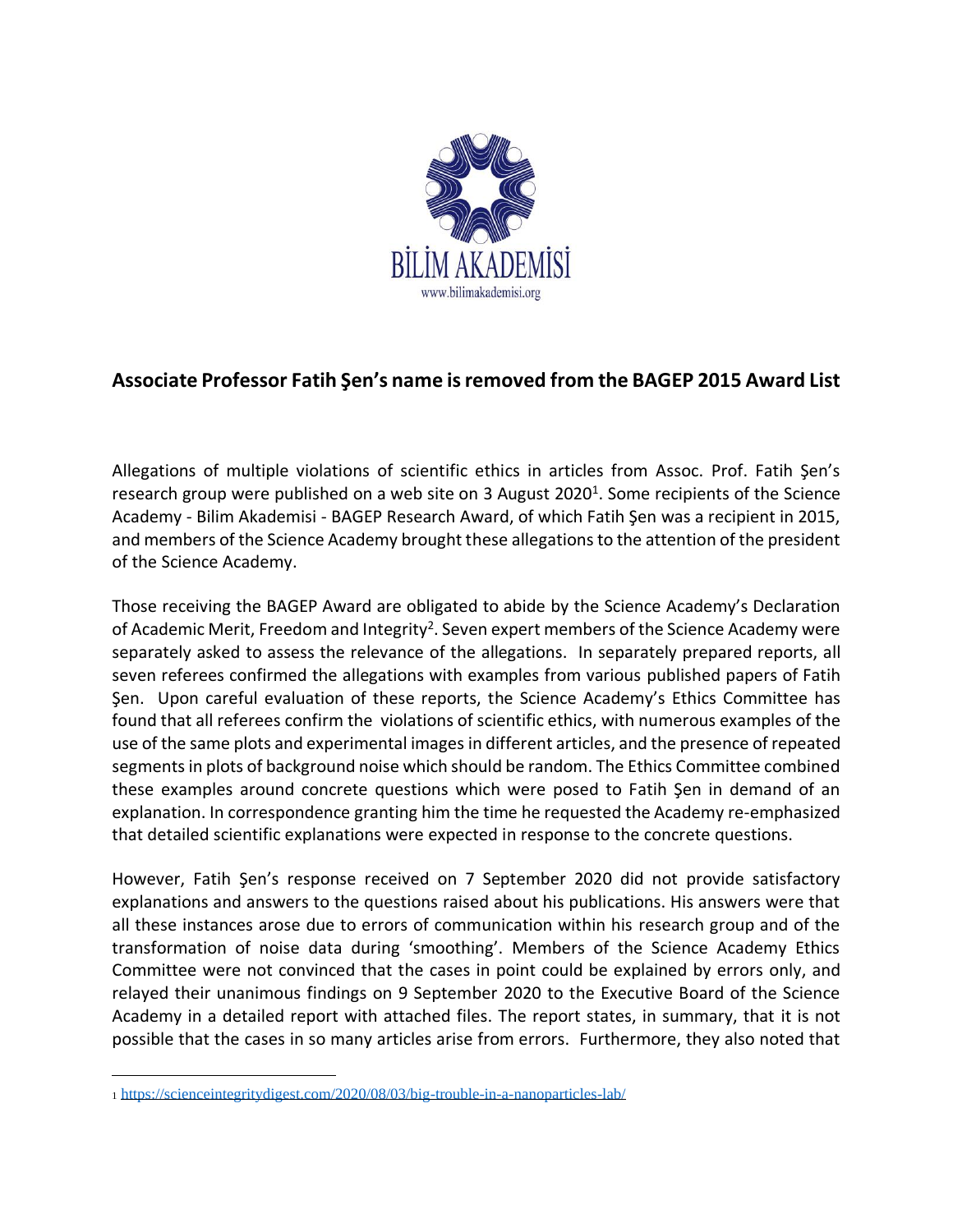BİLİM AKADEMİSİ
www.bilimakademisi.org

## Associate Professor Fatih Şen's name is removed from the BAGEP 2015 Award List

Allegations of multiple violations of scientific ethics in articles from Assoc. Prof. Fatih Şen's research group were published on a web site on 3 August 2020[1]. Some recipients of the Science Academy - Bilim Akademisi - BAGEP Research Award, of which Fatih Şen was a recipient in 2015, and members of the Science Academy brought these allegations to the attention of the president of the Science Academy.

Those receiving the BAGEP Award are obligated to abide by the Science Academy's Declaration of Academic Merit, Freedom and Integrity[2]. Seven expert members of the Science Academy were separately asked to assess the relevance of the allegations. In separately prepared reports, all seven referees confirmed the allegations with examples from various published papers of Fatih Şen. Upon careful evaluation of these reports, the Science Academy's Ethics Committee has found that all referees confirm the violations of scientific ethics, with numerous examples of the use of the same plots and experimental images in different articles, and the presence of repeated segments in plots of background noise which should be random. The Ethics Committee combined these examples around concrete questions which were posed to Fatih Şen in demand of an explanation. In correspondence granting him the time he requested the Academy re-emphasized that detailed scientific explanations were expected in response to the concrete questions.

However, Fatih Şen's response received on 7 September 2020 did not provide satisfactory explanations and answers to the questions raised about his publications. His answers were that all these instances arose due to errors of communication within his research group and of the transformation of noise data during 'smoothing'. Members of the Science Academy Ethics Committee were not convinced that the cases in point could be explained by errors only, and relayed their unanimous findings on 9 September 2020 to the Executive Board of the Science Academy in a detailed report with attached files. The report states, in summary, that it is not possible that the cases in so many articles arise from errors. Furthermore, they also noted that

---

[1] https://scienceintegritydigest.com/2020/08/03/big-trouble-in-a-nanoparticles-lab/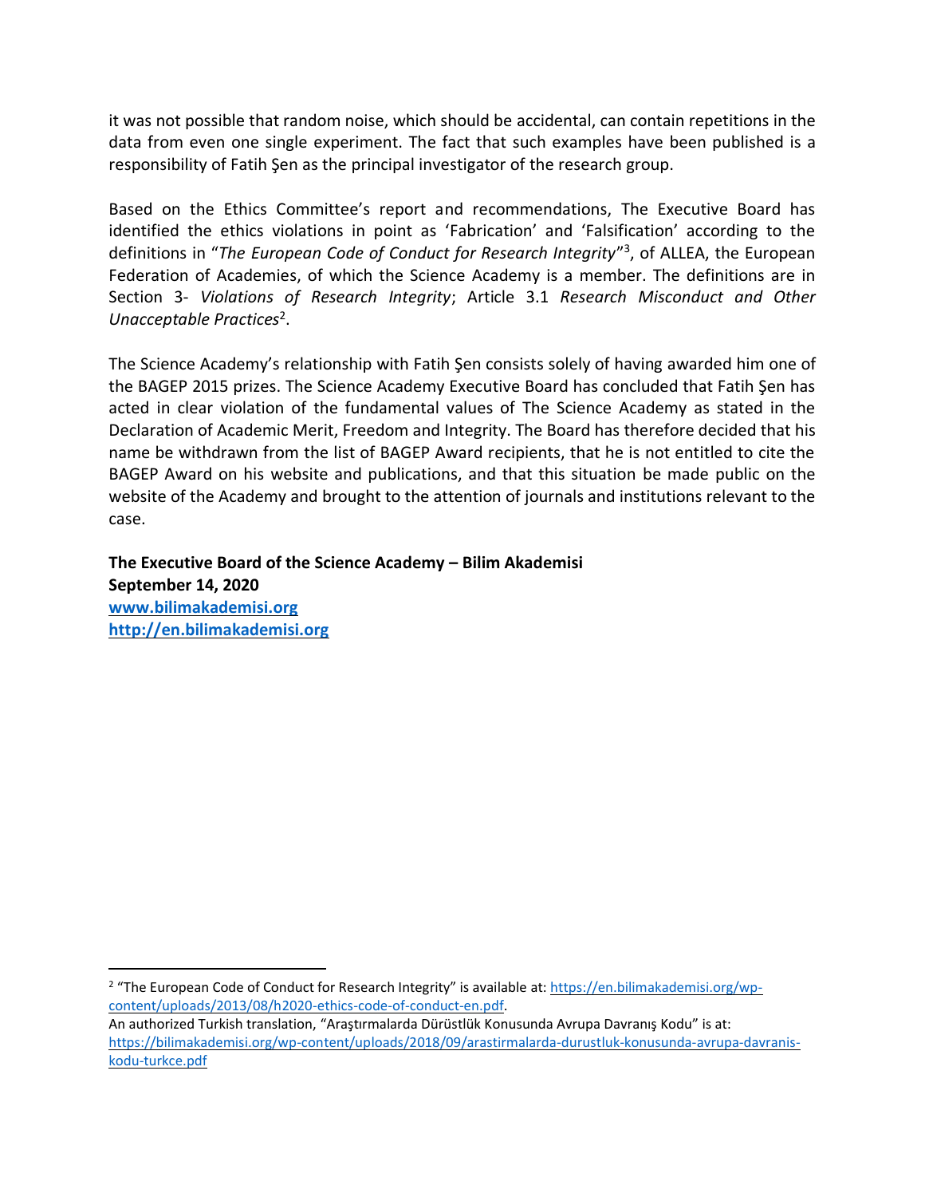it was not possible that random noise, which should be accidental, can contain repetitions in the data from even one single experiment. The fact that such examples have been published is a responsibility of Fatih Şen as the principal investigator of the research group.

Based on the Ethics Committee's report and recommendations, The Executive Board has identified the ethics violations in point as 'Fabrication' and 'Falsification' according to the definitions in "*The European Code of Conduct for Research Integrity*"[3], of ALLEA, the European Federation of Academies, of which the Science Academy is a member. The definitions are in Section 3- *Violations of Research Integrity*; Article 3.1 *Research Misconduct and Other Unacceptable Practices*[2].

The Science Academy's relationship with Fatih Şen consists solely of having awarded him one of the BAGEP 2015 prizes. The Science Academy Executive Board has concluded that Fatih Şen has acted in clear violation of the fundamental values of The Science Academy as stated in the Declaration of Academic Merit, Freedom and Integrity. The Board has therefore decided that his name be withdrawn from the list of BAGEP Award recipients, that he is not entitled to cite the BAGEP Award on his website and publications, and that this situation be made public on the website of the Academy and brought to the attention of journals and institutions relevant to the case.

**The Executive Board of the Science Academy – Bilim Akademisi**
**September 14, 2020**
**[www.bilimakademisi.org](www.bilimakademisi.org)**
**[http://en.bilimakademisi.org](http://en.bilimakademisi.org)**

---

[2] "The European Code of Conduct for Research Integrity" is available at: https://en.bilimakademisi.org/wp-content/uploads/2013/08/h2020-ethics-code-of-conduct-en.pdf.
An authorized Turkish translation, "Araştırmalarda Dürüstlük Konusunda Avrupa Davranış Kodu" is at: https://bilimakademisi.org/wp-content/uploads/2018/09/arastirmalarda-durustluk-konusunda-avrupa-davranis-kodu-turkce.pdf